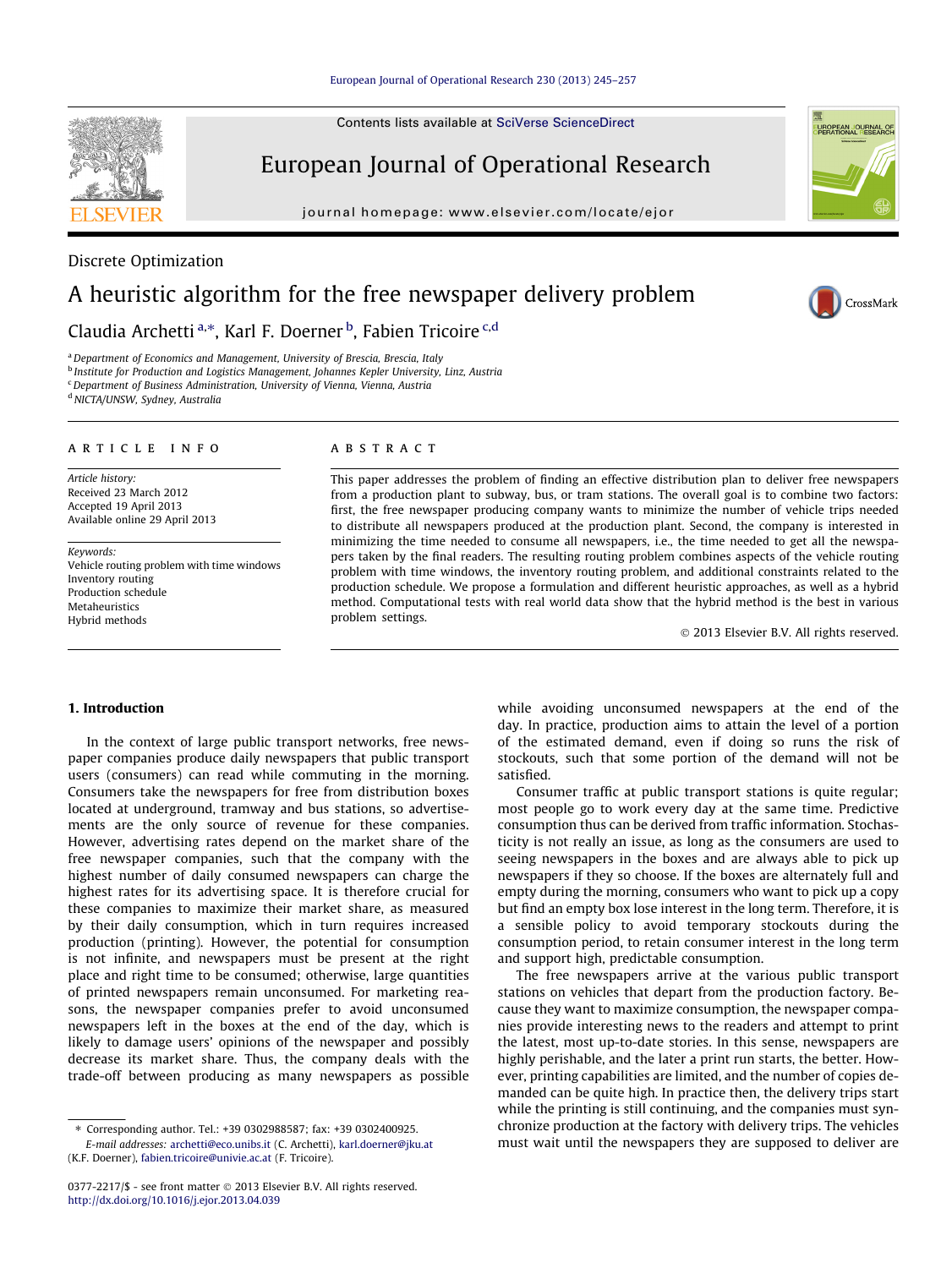Discrete Optimization

# A heuristic algorithm for the free newspaper delivery problem

Claudia Archetti [a,*], Karl F. Doerner [b], Fabien Tricoire [c,d]

[a] Department of Economics and Management, University of Brescia, Brescia, Italy
[b] Institute for Production and Logistics Management, Johannes Kepler University, Linz, Austria
[c] Department of Business Administration, University of Vienna, Vienna, Austria
[d] NICTA/UNSW, Sydney, Australia

**ARTICLE INFO**

*Article history:*
Received 23 March 2012
Accepted 19 April 2013
Available online 29 April 2013

*Keywords:*
Vehicle routing problem with time windows
Inventory routing
Production schedule
Metaheuristics
Hybrid methods

**ABSTRACT**

This paper addresses the problem of finding an effective distribution plan to deliver free newspapers from a production plant to subway, bus, or tram stations. The overall goal is to combine two factors: first, the free newspaper producing company wants to minimize the number of vehicle trips needed to distribute all newspapers produced at the production plant. Second, the company is interested in minimizing the time needed to consume all newspapers, i.e., the time needed to get all the newspapers taken by the final readers. The resulting routing problem combines aspects of the vehicle routing problem with time windows, the inventory routing problem, and additional constraints related to the production schedule. We propose a formulation and different heuristic approaches, as well as a hybrid method. Computational tests with real world data show that the hybrid method is the best in various problem settings.

© 2013 Elsevier B.V. All rights reserved.

## 1. Introduction

In the context of large public transport networks, free newspaper companies produce daily newspapers that public transport users (consumers) can read while commuting in the morning. Consumers take the newspapers for free from distribution boxes located at underground, tramway and bus stations, so advertisements are the only source of revenue for these companies. However, advertising rates depend on the market share of the free newspaper companies, such that the company with the highest number of daily consumed newspapers can charge the highest rates for its advertising space. It is therefore crucial for these companies to maximize their market share, as measured by their daily consumption, which in turn requires increased production (printing). However, the potential for consumption is not infinite, and newspapers must be present at the right place and right time to be consumed; otherwise, large quantities of printed newspapers remain unconsumed. For marketing reasons, the newspaper companies prefer to avoid unconsumed newspapers left in the boxes at the end of the day, which is likely to damage users' opinions of the newspaper and possibly decrease its market share. Thus, the company deals with the trade-off between producing as many newspapers as possible while avoiding unconsumed newspapers at the end of the day. In practice, production aims to attain the level of a portion of the estimated demand, even if doing so runs the risk of stockouts, such that some portion of the demand will not be satisfied.

Consumer traffic at public transport stations is quite regular; most people go to work every day at the same time. Predictive consumption thus can be derived from traffic information. Stochasticity is not really an issue, as long as the consumers are used to seeing newspapers in the boxes and are always able to pick up newspapers if they so choose. If the boxes are alternately full and empty during the morning, consumers who want to pick up a copy but find an empty box lose interest in the long term. Therefore, it is a sensible policy to avoid temporary stockouts during the consumption period, to retain consumer interest in the long term and support high, predictable consumption.

The free newspapers arrive at the various public transport stations on vehicles that depart from the production factory. Because they want to maximize consumption, the newspaper companies provide interesting news to the readers and attempt to print the latest, most up-to-date stories. In this sense, newspapers are highly perishable, and the later a print run starts, the better. However, printing capabilities are limited, and the number of copies demanded can be quite high. In practice then, the delivery trips start while the printing is still continuing, and the companies must synchronize production at the factory with delivery trips. The vehicles must wait until the newspapers they are supposed to deliver are

* Corresponding author. Tel.: +39 0302988587; fax: +39 0302400925.
E-mail addresses: archetti@eco.unibs.it (C. Archetti), karl.doerner@jku.at (K.F. Doerner), fabien.tricoire@univie.ac.at (F. Tricoire).

0377-2217/$ - see front matter © 2013 Elsevier B.V. All rights reserved.
http://dx.doi.org/10.1016/j.ejor.2013.04.039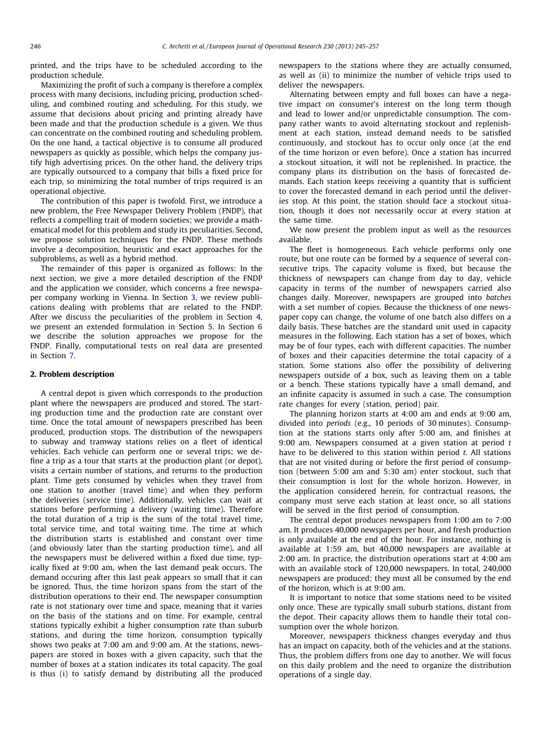printed, and the trips have to be scheduled according to the production schedule.

Maximizing the profit of such a company is therefore a complex process with many decisions, including pricing, production scheduling, and combined routing and scheduling. For this study, we assume that decisions about pricing and printing already have been made and that the production schedule is a given. We thus can concentrate on the combined routing and scheduling problem. On the one hand, a tactical objective is to consume all produced newspapers as quickly as possible, which helps the company justify high advertising prices. On the other hand, the delivery trips are typically outsourced to a company that bills a fixed price for each trip, so minimizing the total number of trips required is an operational objective.

The contribution of this paper is twofold. First, we introduce a new problem, the Free Newspaper Delivery Problem (FNDP), that reflects a compelling trait of modern societies; we provide a mathematical model for this problem and study its peculiarities. Second, we propose solution techniques for the FNDP. These methods involve a decomposition, heuristic and exact approaches for the subproblems, as well as a hybrid method.

The remainder of this paper is organized as follows: In the next section, we give a more detailed description of the FNDP and the application we consider, which concerns a free newspaper company working in Vienna. In Section 3, we review publications dealing with problems that are related to the FNDP. After we discuss the peculiarities of the problem in Section 4, we present an extended formulation in Section 5. In Section 6 we describe the solution approaches we propose for the FNDP. Finally, computational tests on real data are presented in Section 7.

## 2. Problem description

A central depot is given which corresponds to the production plant where the newspapers are produced and stored. The starting production time and the production rate are constant over time. Once the total amount of newspapers prescribed has been produced, production stops. The distribution of the newspapers to subway and tramway stations relies on a fleet of identical vehicles. Each vehicle can perform one or several trips; we define a trip as a tour that starts at the production plant (or depot), visits a certain number of stations, and returns to the production plant. Time gets consumed by vehicles when they travel from one station to another (travel time) and when they perform the deliveries (service time). Additionally, vehicles can wait at stations before performing a delivery (waiting time). Therefore the total duration of a trip is the sum of the total travel time, total service time, and total waiting time. The time at which the distribution starts is established and constant over time (and obviously later than the starting production time), and all the newspapers must be delivered within a fixed due time, typically fixed at 9:00 am, when the last demand peak occurs. The demand occuring after this last peak appears so small that it can be ignored. Thus, the time horizon spans from the start of the distribution operations to their end. The newspaper consumption rate is not stationary over time and space, meaning that it varies on the basis of the stations and on time. For example, central stations typically exhibit a higher consumption rate than suburb stations, and during the time horizon, consumption typically shows two peaks at 7:00 am and 9:00 am. At the stations, newspapers are stored in boxes with a given capacity, such that the number of boxes at a station indicates its total capacity. The goal is thus (i) to satisfy demand by distributing all the produced newspapers to the stations where they are actually consumed, as well as (ii) to minimize the number of vehicle trips used to deliver the newspapers.

Alternating between empty and full boxes can have a negative impact on consumer's interest on the long term though and lead to lower and/or unpredictable consumption. The company rather wants to avoid alternating stockout and replenishment at each station, instead demand needs to be satisfied continuously, and stockout has to occur only once (at the end of the time horizon or even before). Once a station has incurred a stockout situation, it will not be replenished. In practice, the company plans its distribution on the basis of forecasted demands. Each station keeps receiving a quantity that is sufficient to cover the forecasted demand in each period until the deliveries stop. At this point, the station should face a stockout situation, though it does not necessarily occur at every station at the same time.

We now present the problem input as well as the resources available.

The fleet is homogeneous. Each vehicle performs only one route, but one route can be formed by a sequence of several consecutive trips. The capacity volume is fixed, but because the thickness of newspapers can change from day to day, vehicle capacity in terms of the number of newspapers carried also changes daily. Moreover, newspapers are grouped into *batches* with a set number of copies. Because the thickness of one newspaper copy can change, the volume of one batch also differs on a daily basis. These batches are the standard unit used in capacity measures in the following. Each station has a set of boxes, which may be of four types, each with different capacities. The number of boxes and their capacities determine the total capacity of a station. Some stations also offer the possibility of delivering newspapers outside of a box, such as leaving them on a table or a bench. These stations typically have a small demand, and an infinite capacity is assumed in such a case. The consumption rate changes for every (station, period) pair.

The planning horizon starts at 4:00 am and ends at 9:00 am, divided into *periods* (e.g., 10 periods of 30 minutes). Consumption at the stations starts only after 5:00 am, and finishes at 9:00 am. Newspapers consumed at a given station at period $t$ have to be delivered to this station within period $t$. All stations that are not visited during or before the first period of consumption (between 5:00 am and 5:30 am) enter stockout, such that their consumption is lost for the whole horizon. However, in the application considered herein, for contractual reasons, the company must serve each station at least once, so all stations will be served in the first period of consumption.

The central depot produces newspapers from 1:00 am to 7:00 am. It produces 40,000 newspapers per hour, and fresh production is only available at the end of the hour. For instance, nothing is available at 1:59 am, but 40,000 newspapers are available at 2:00 am. In practice, the distribution operations start at 4:00 am with an available stock of 120,000 newspapers. In total, 240,000 newspapers are produced; they must all be consumed by the end of the horizon, which is at 9:00 am.

It is important to notice that some stations need to be visited only once. These are typically small suburb stations, distant from the depot. Their capacity allows them to handle their total consumption over the whole horizon.

Moreover, newspapers thickness changes everyday and thus has an impact on capacity, both of the vehicles and at the stations. Thus, the problem differs from one day to another. We will focus on this daily problem and the need to organize the distribution operations of a single day.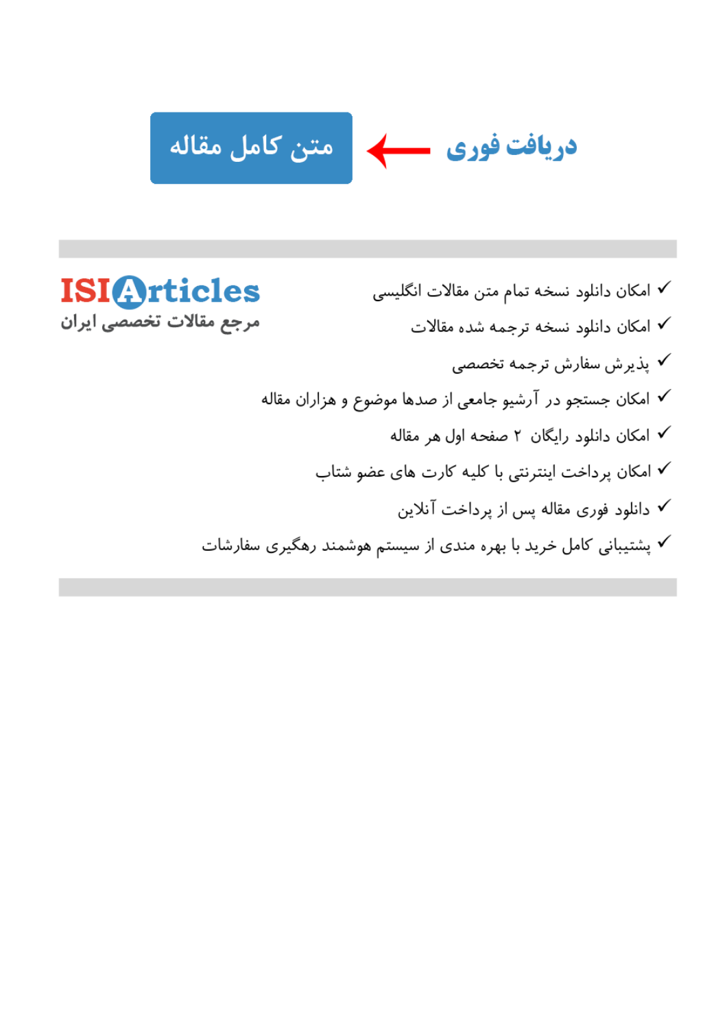دریافت فوری ← متن کامل مقاله

**ISIArticles**
مرجع مقالات تخصصی ایران

- ✓ امکان دانلود نسخه تمام متن مقالات انگلیسی
- ✓ امکان دانلود نسخه ترجمه شده مقالات
- ✓ پذیرش سفارش ترجمه تخصصی
- ✓ امکان جستجو در آرشیو جامعی از صدها موضوع و هزاران مقاله
- ✓ امکان دانلود رایگان ۲ صفحه اول هر مقاله
- ✓ امکان پرداخت اینترنتی با کلیه کارت های عضو شتاب
- ✓ دانلود فوری مقاله پس از پرداخت آنلاین
- ✓ پشتیبانی کامل خرید با بهره مندی از سیستم هوشمند رهگیری سفارشات